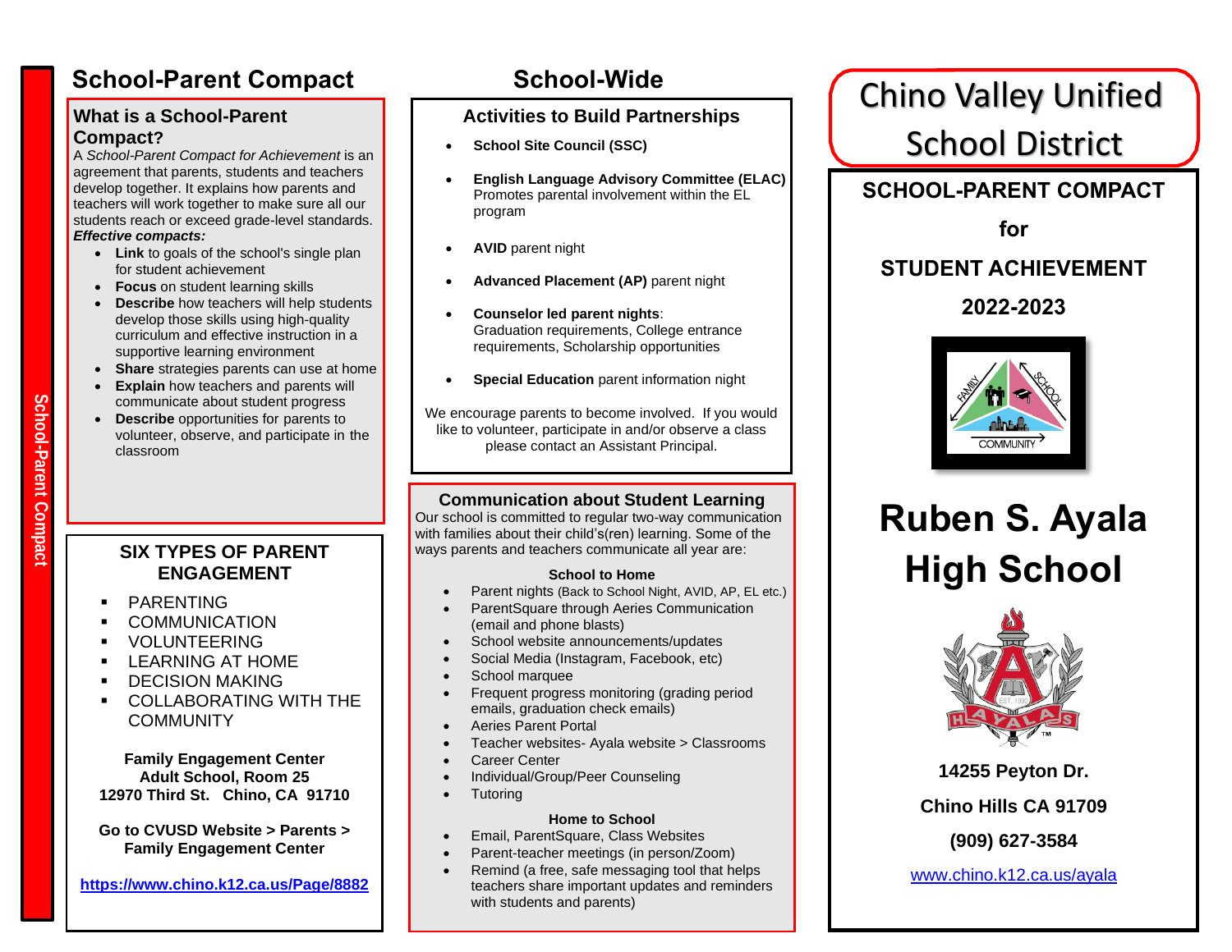School-Parent Compact

## School-Parent Compact

### What is a School-Parent Compact?

A *School-Parent Compact for Achievement* is an agreement that parents, students and teachers develop together. It explains how parents and teachers will work together to make sure all our students reach or exceed grade-level standards.

***Effective compacts:***

- **Link** to goals of the school's single plan for student achievement
- **Focus** on student learning skills
- **Describe** how teachers will help students develop those skills using high-quality curriculum and effective instruction in a supportive learning environment
- **Share** strategies parents can use at home
- **Explain** how teachers and parents will communicate about student progress
- **Describe** opportunities for parents to volunteer, observe, and participate in the classroom

### SIX TYPES OF PARENT ENGAGEMENT

- PARENTING
- COMMUNICATION
- VOLUNTEERING
- LEARNING AT HOME
- DECISION MAKING
- COLLABORATING WITH THE COMMUNITY

**Family Engagement Center**
**Adult School, Room 25**
**12970 Third St. Chino, CA 91710**

**Go to CVUSD Website > Parents > Family Engagement Center**

**https://www.chino.k12.ca.us/Page/8882**

## School-Wide

### Activities to Build Partnerships

- **School Site Council (SSC)**
- **English Language Advisory Committee (ELAC)** Promotes parental involvement within the EL program
- **AVID** parent night
- **Advanced Placement (AP)** parent night
- **Counselor led parent nights**: Graduation requirements, College entrance requirements, Scholarship opportunities
- **Special Education** parent information night

We encourage parents to become involved. If you would like to volunteer, participate in and/or observe a class please contact an Assistant Principal.

### Communication about Student Learning

Our school is committed to regular two-way communication with families about their child's(ren) learning. Some of the ways parents and teachers communicate all year are:

**School to Home**

- Parent nights (Back to School Night, AVID, AP, EL etc.)
- ParentSquare through Aeries Communication (email and phone blasts)
- School website announcements/updates
- Social Media (Instagram, Facebook, etc)
- School marquee
- Frequent progress monitoring (grading period emails, graduation check emails)
- Aeries Parent Portal
- Teacher websites- Ayala website > Classrooms
- Career Center
- Individual/Group/Peer Counseling
- Tutoring

**Home to School**

- Email, ParentSquare, Class Websites
- Parent-teacher meetings (in person/Zoom)
- Remind (a free, safe messaging tool that helps teachers share important updates and reminders with students and parents)

# Chino Valley Unified School District

**SCHOOL-PARENT COMPACT**

**for**

**STUDENT ACHIEVEMENT**

**2022-2023**

# Ruben S. Ayala High School

**14255 Peyton Dr.**

**Chino Hills CA 91709**

**(909) 627-3584**

www.chino.k12.ca.us/ayala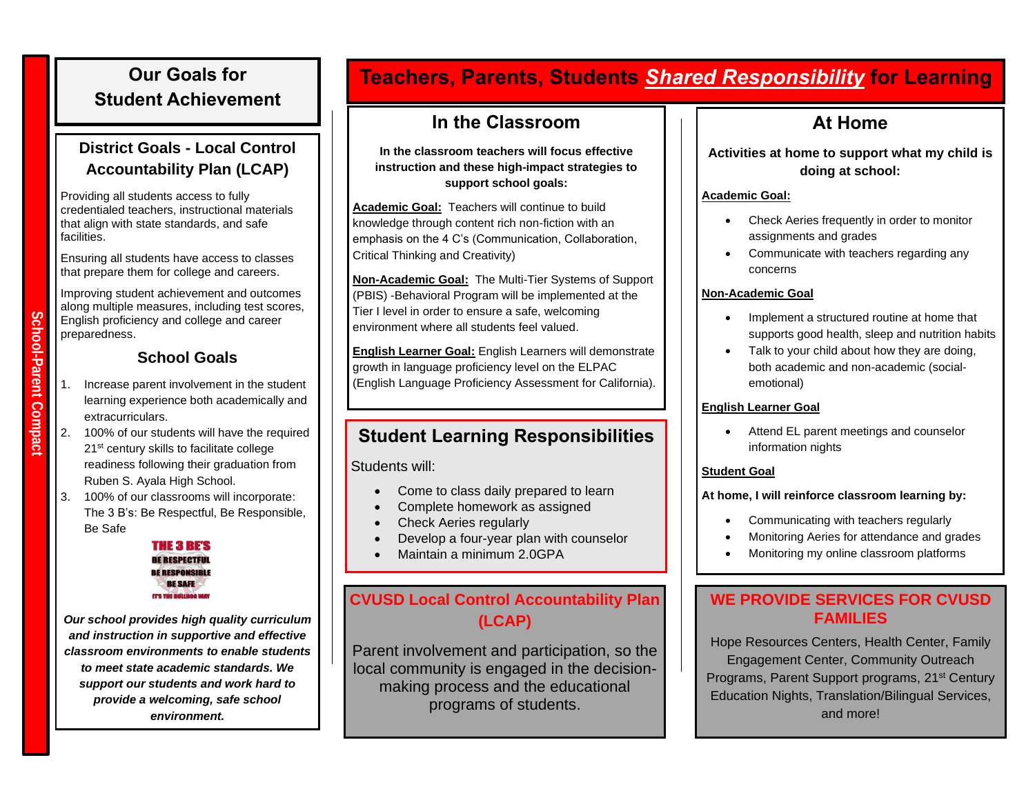School-Parent Compact

## Our Goals for Student Achievement

### District Goals - Local Control Accountability Plan (LCAP)

Providing all students access to fully credentialed teachers, instructional materials that align with state standards, and safe facilities.

Ensuring all students have access to classes that prepare them for college and careers.

Improving student achievement and outcomes along multiple measures, including test scores, English proficiency and college and career preparedness.

### School Goals

1. Increase parent involvement in the student learning experience both academically and extracurriculars.
2. 100% of our students will have the required 21st century skills to facilitate college readiness following their graduation from Ruben S. Ayala High School.
3. 100% of our classrooms will incorporate: The 3 B's: Be Respectful, Be Responsible, Be Safe

THE 3 BE'S
BE RESPECTFUL
BE RESPONSIBLE
BE SAFE
IT'S THE BULLDOG WAY

***Our school provides high quality curriculum and instruction in supportive and effective classroom environments to enable students to meet state academic standards. We support our students and work hard to provide a welcoming, safe school environment.***

## Teachers, Parents, Students *Shared Responsibility* for Learning

### In the Classroom

**In the classroom teachers will focus effective instruction and these high-impact strategies to support school goals:**

**Academic Goal:** Teachers will continue to build knowledge through content rich non-fiction with an emphasis on the 4 C's (Communication, Collaboration, Critical Thinking and Creativity)

**Non-Academic Goal:** The Multi-Tier Systems of Support (PBIS) -Behavioral Program will be implemented at the Tier I level in order to ensure a safe, welcoming environment where all students feel valued.

**English Learner Goal:** English Learners will demonstrate growth in language proficiency level on the ELPAC (English Language Proficiency Assessment for California).

### Student Learning Responsibilities

Students will:

- Come to class daily prepared to learn
- Complete homework as assigned
- Check Aeries regularly
- Develop a four-year plan with counselor
- Maintain a minimum 2.0GPA

### CVUSD Local Control Accountability Plan (LCAP)

Parent involvement and participation, so the local community is engaged in the decision-making process and the educational programs of students.

### At Home

**Activities at home to support what my child is doing at school:**

**Academic Goal:**

- Check Aeries frequently in order to monitor assignments and grades
- Communicate with teachers regarding any concerns

**Non-Academic Goal**

- Implement a structured routine at home that supports good health, sleep and nutrition habits
- Talk to your child about how they are doing, both academic and non-academic (social-emotional)

**English Learner Goal**

- Attend EL parent meetings and counselor information nights

**Student Goal**

**At home, I will reinforce classroom learning by:**

- Communicating with teachers regularly
- Monitoring Aeries for attendance and grades
- Monitoring my online classroom platforms

### WE PROVIDE SERVICES FOR CVUSD FAMILIES

Hope Resources Centers, Health Center, Family Engagement Center, Community Outreach Programs, Parent Support programs, 21st Century Education Nights, Translation/Bilingual Services, and more!